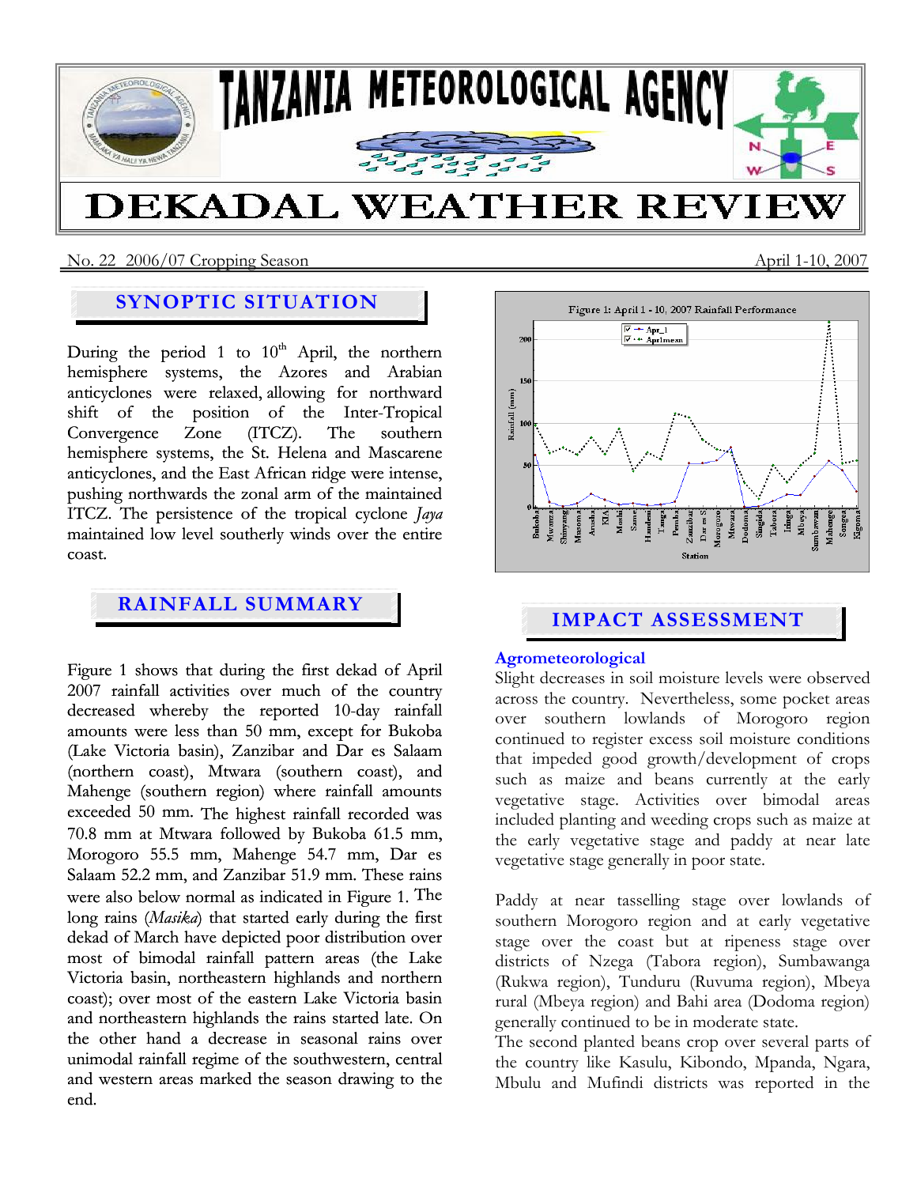# TANZANIA METEOROLOGICAL AGENCY

# DEKADAL WEATHER REVIEW

No. 22 2006/07 Cropping Season April 1-10, 2007

## SYNOPTIC SITUATION

During the period 1 to 10th April, the northern hemisphere systems, the Azores and Arabian anticyclones were relaxed, allowing for northward shift of the position of the Inter-Tropical Convergence Zone (ITCZ). The southern hemisphere systems, the St. Helena and Mascarene anticyclones, and the East African ridge were intense, pushing northwards the zonal arm of the maintained ITCZ. The persistence of the tropical cyclone *Jaya* maintained low level southerly winds over the entire coast.

## RAINFALL SUMMARY

Figure 1 shows that during the first dekad of April 2007 rainfall activities over much of the country decreased whereby the reported 10-day rainfall amounts were less than 50 mm, except for Bukoba (Lake Victoria basin), Zanzibar and Dar es Salaam (northern coast), Mtwara (southern coast), and Mahenge (southern region) where rainfall amounts exceeded 50 mm. The highest rainfall recorded was 70.8 mm at Mtwara followed by Bukoba 61.5 mm, Morogoro 55.5 mm, Mahenge 54.7 mm, Dar es Salaam 52.2 mm, and Zanzibar 51.9 mm. These rains were also below normal as indicated in Figure 1. The long rains (*Masika*) that started early during the first dekad of March have depicted poor distribution over most of bimodal rainfall pattern areas (the Lake Victoria basin, northeastern highlands and northern coast); over most of the eastern Lake Victoria basin and northeastern highlands the rains started late. On the other hand a decrease in seasonal rains over unimodal rainfall regime of the southwestern, central and western areas marked the season drawing to the end.

Figure 1: April 1 - 10, 2007 Rainfall Performance

## IMPACT ASSESSMENT

### Agrometeorological

Slight decreases in soil moisture levels were observed across the country. Nevertheless, some pocket areas over southern lowlands of Morogoro region continued to register excess soil moisture conditions that impeded good growth/development of crops such as maize and beans currently at the early vegetative stage. Activities over bimodal areas included planting and weeding crops such as maize at the early vegetative stage and paddy at near late vegetative stage generally in poor state.

Paddy at near tasselling stage over lowlands of southern Morogoro region and at early vegetative stage over the coast but at ripeness stage over districts of Nzega (Tabora region), Sumbawanga (Rukwa region), Tunduru (Ruvuma region), Mbeya rural (Mbeya region) and Bahi area (Dodoma region) generally continued to be in moderate state.
The second planted beans crop over several parts of the country like Kasulu, Kibondo, Mpanda, Ngara, Mbulu and Mufindi districts was reported in the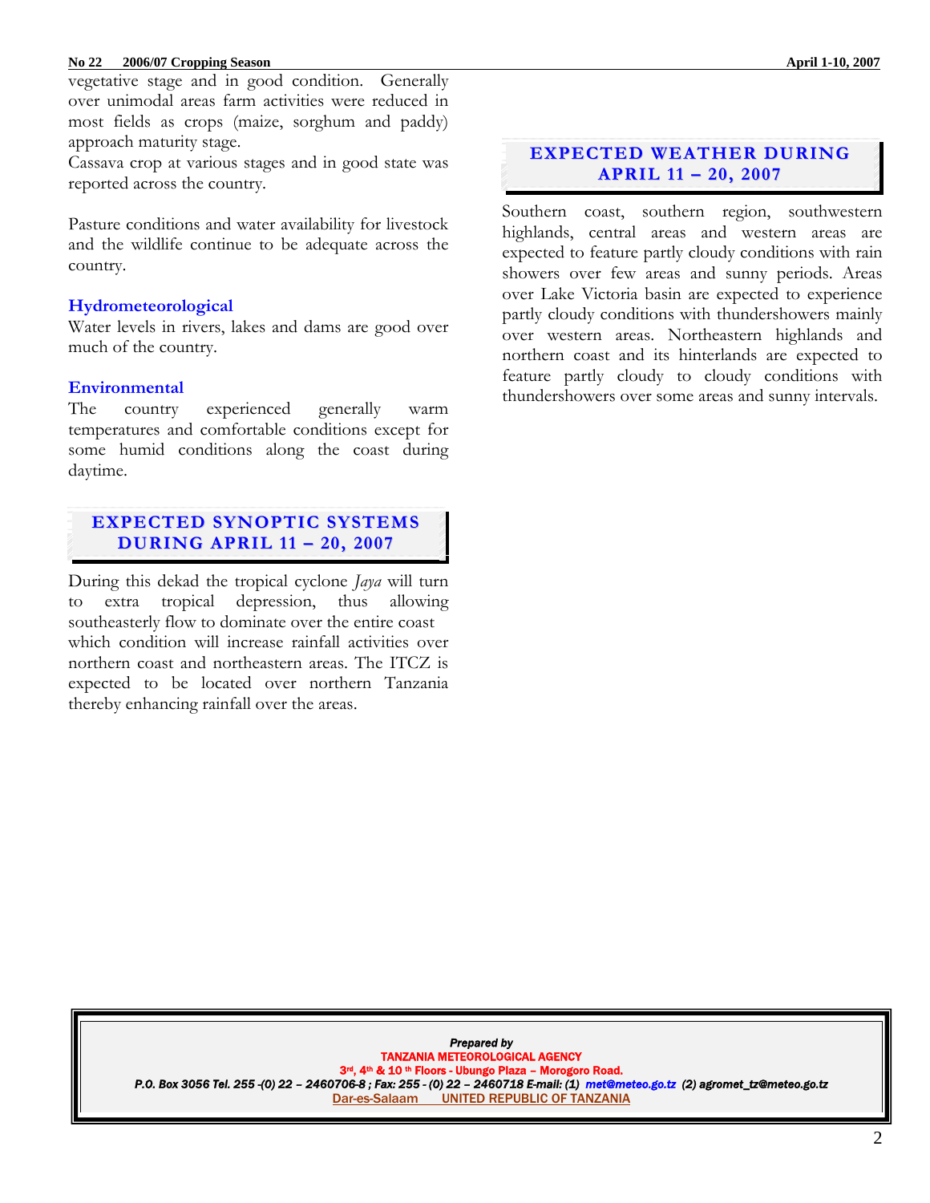vegetative stage and in good condition. Generally over unimodal areas farm activities were reduced in most fields as crops (maize, sorghum and paddy) approach maturity stage.
Cassava crop at various stages and in good state was reported across the country.

Pasture conditions and water availability for livestock and the wildlife continue to be adequate across the country.

### Hydrometeorological

Water levels in rivers, lakes and dams are good over much of the country.

### Environmental

The country experienced generally warm temperatures and comfortable conditions except for some humid conditions along the coast during daytime.

## EXPECTED SYNOPTIC SYSTEMS DURING APRIL 11 – 20, 2007

During this dekad the tropical cyclone *Jaya* will turn to extra tropical depression, thus allowing southeasterly flow to dominate over the entire coast which condition will increase rainfall activities over northern coast and northeastern areas. The ITCZ is expected to be located over northern Tanzania thereby enhancing rainfall over the areas.

## EXPECTED WEATHER DURING APRIL 11 – 20, 2007

Southern coast, southern region, southwestern highlands, central areas and western areas are expected to feature partly cloudy conditions with rain showers over few areas and sunny periods. Areas over Lake Victoria basin are expected to experience partly cloudy conditions with thundershowers mainly over western areas. Northeastern highlands and northern coast and its hinterlands are expected to feature partly cloudy to cloudy conditions with thundershowers over some areas and sunny intervals.

*Prepared by*
**TANZANIA METEOROLOGICAL AGENCY**
**3rd, 4th & 10th Floors - Ubungo Plaza – Morogoro Road.**
*P.O. Box 3056 Tel. 255 -(0) 22 – 2460706-8 ; Fax: 255 - (0) 22 – 2460718 E-mail: (1) met@meteo.go.tz (2) agromet_tz@meteo.go.tz*
Dar-es-Salaam UNITED REPUBLIC OF TANZANIA